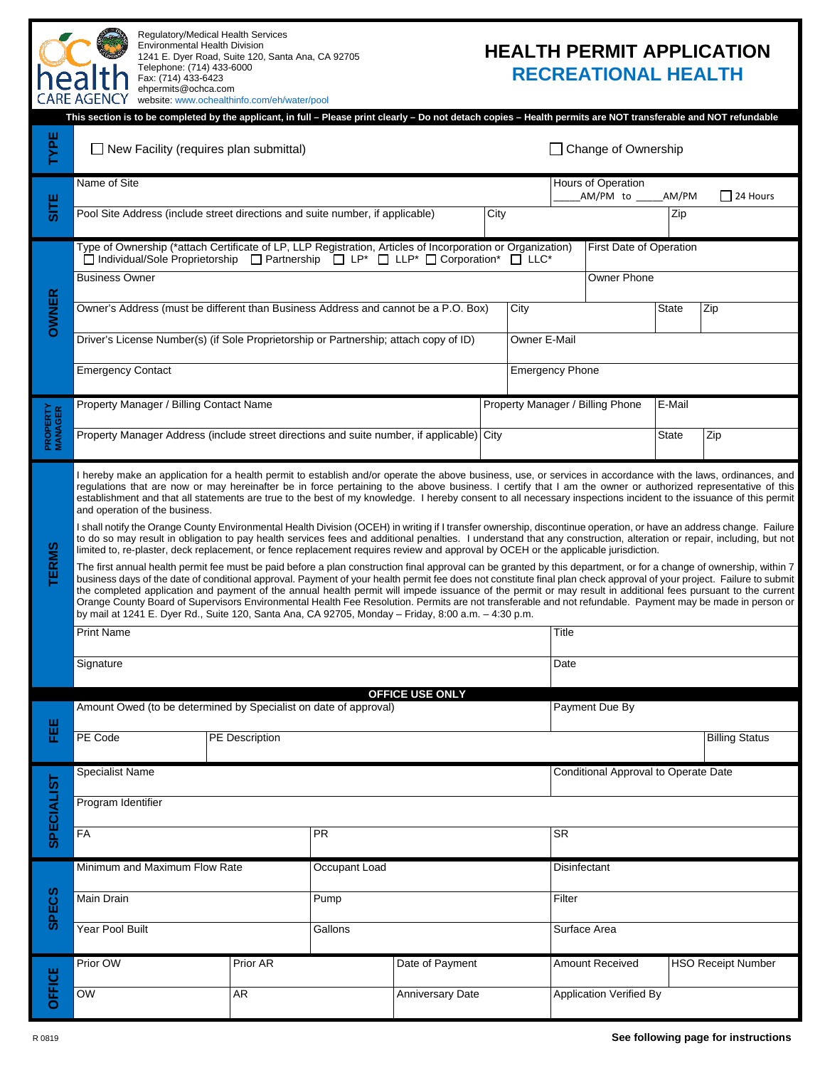Regulatory/Medical Health Services
Environmental Health Division
1241 E. Dyer Road, Suite 120, Santa Ana, CA 92705
Telephone: (714) 433-6000
Fax: (714) 433-6423
ehpermits@ochca.com
website: www.ochealthinfo.com/eh/water/pool

# HEALTH PERMIT APPLICATION
## RECREATIONAL HEALTH

**This section is to be completed by the applicant, in full – Please print clearly – Do not detach copies – Health permits are NOT transferable and NOT refundable**

**TYPE**

☐ New Facility (requires plan submittal) ☐ Change of Ownership

**SITE**

| Name of Site | | Hours of Operation _____AM/PM to _____AM/PM ☐ 24 Hours |
|---|---|---|
| Pool Site Address (include street directions and suite number, if applicable) | City | Zip |

**OWNER**

| Type of Ownership (*attach Certificate of LP, LLP Registration, Articles of Incorporation or Organization) ☐ Individual/Sole Proprietorship ☐ Partnership ☐ LP* ☐ LLP* ☐ Corporation* ☐ LLC* | | | First Date of Operation |
|---|---|---|---|
| Business Owner | | | Owner Phone |
| Owner's Address (must be different than Business Address and cannot be a P.O. Box) | City | State | Zip |
| Driver's License Number(s) (if Sole Proprietorship or Partnership; attach copy of ID) | Owner E-Mail | | |
| Emergency Contact | Emergency Phone | | |

**PROPERTY MANAGER**

| Property Manager / Billing Contact Name | Property Manager / Billing Phone | E-Mail | |
|---|---|---|---|
| Property Manager Address (include street directions and suite number, if applicable) | City | State | Zip |

**TERMS**

I hereby make an application for a health permit to establish and/or operate the above business, use, or services in accordance with the laws, ordinances, and regulations that are now or may hereinafter be in force pertaining to the above business. I certify that I am the owner or authorized representative of this establishment and that all statements are true to the best of my knowledge. I hereby consent to all necessary inspections incident to the issuance of this permit and operation of the business.

I shall notify the Orange County Environmental Health Division (OCEH) in writing if I transfer ownership, discontinue operation, or have an address change. Failure to do so may result in obligation to pay health services fees and additional penalties. I understand that any construction, alteration or repair, including, but not limited to, re-plaster, deck replacement, or fence replacement requires review and approval by OCEH or the applicable jurisdiction.

The first annual health permit fee must be paid before a plan construction final approval can be granted by this department, or for a change of ownership, within 7 business days of the date of conditional approval. Payment of your health permit fee does not constitute final plan check approval of your project. Failure to submit the completed application and payment of the annual health permit will impede issuance of the permit or may result in additional fees pursuant to the current Orange County Board of Supervisors Environmental Health Fee Resolution. Permits are not transferable and not refundable. Payment may be made in person or by mail at 1241 E. Dyer Rd., Suite 120, Santa Ana, CA 92705, Monday – Friday, 8:00 a.m. – 4:30 p.m.

| Print Name | Title |
|---|---|
| Signature | Date |

**OFFICE USE ONLY**

**FEE**

| Amount Owed (to be determined by Specialist on date of approval) | | Payment Due By |
|---|---|---|
| PE Code | PE Description | Billing Status |

**SPECIALIST**

| Specialist Name | | Conditional Approval to Operate Date |
|---|---|---|
| Program Identifier | | |
| FA | PR | SR |

**SPECS**

| Minimum and Maximum Flow Rate | Occupant Load | Disinfectant |
|---|---|---|
| Main Drain | Pump | Filter |
| Year Pool Built | Gallons | Surface Area |

**OFFICE**

| Prior OW | Prior AR | Date of Payment | Amount Received | HSO Receipt Number |
|---|---|---|---|---|
| OW | AR | Anniversary Date | Application Verified By | |

R 0819

**See following page for instructions**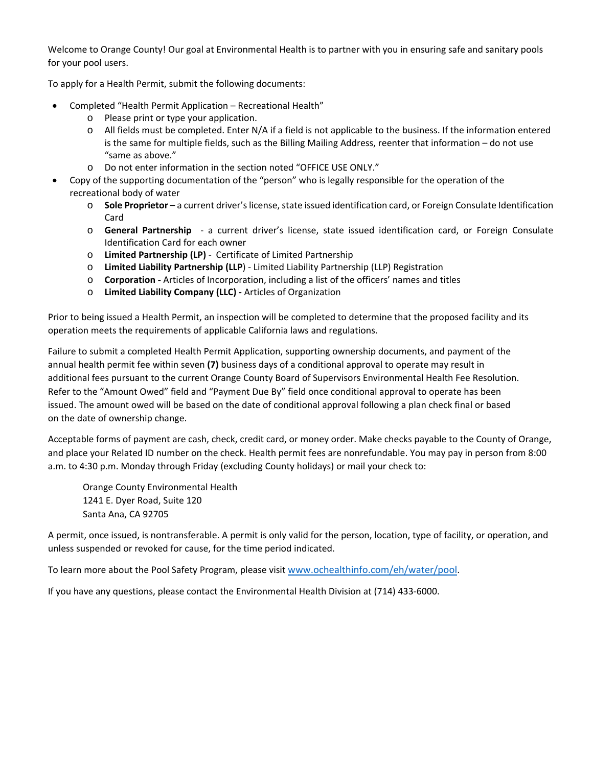Welcome to Orange County! Our goal at Environmental Health is to partner with you in ensuring safe and sanitary pools for your pool users.

To apply for a Health Permit, submit the following documents:

- Completed "Health Permit Application – Recreational Health"
    - Please print or type your application.
    - All fields must be completed. Enter N/A if a field is not applicable to the business. If the information entered is the same for multiple fields, such as the Billing Mailing Address, reenter that information – do not use "same as above."
    - Do not enter information in the section noted "OFFICE USE ONLY."
- Copy of the supporting documentation of the "person" who is legally responsible for the operation of the recreational body of water
    - **Sole Proprietor** – a current driver's license, state issued identification card, or Foreign Consulate Identification Card
    - **General Partnership** - a current driver's license, state issued identification card, or Foreign Consulate Identification Card for each owner
    - **Limited Partnership (LP)** - Certificate of Limited Partnership
    - **Limited Liability Partnership (LLP**) - Limited Liability Partnership (LLP) Registration
    - **Corporation -** Articles of Incorporation, including a list of the officers' names and titles
    - **Limited Liability Company (LLC) -** Articles of Organization

Prior to being issued a Health Permit, an inspection will be completed to determine that the proposed facility and its operation meets the requirements of applicable California laws and regulations.

Failure to submit a completed Health Permit Application, supporting ownership documents, and payment of the annual health permit fee within seven **(7)** business days of a conditional approval to operate may result in additional fees pursuant to the current Orange County Board of Supervisors Environmental Health Fee Resolution. Refer to the "Amount Owed" field and "Payment Due By" field once conditional approval to operate has been issued. The amount owed will be based on the date of conditional approval following a plan check final or based on the date of ownership change.

Acceptable forms of payment are cash, check, credit card, or money order. Make checks payable to the County of Orange, and place your Related ID number on the check. Health permit fees are nonrefundable. You may pay in person from 8:00 a.m. to 4:30 p.m. Monday through Friday (excluding County holidays) or mail your check to:

Orange County Environmental Health
1241 E. Dyer Road, Suite 120
Santa Ana, CA 92705

A permit, once issued, is nontransferable. A permit is only valid for the person, location, type of facility, or operation, and unless suspended or revoked for cause, for the time period indicated.

To learn more about the Pool Safety Program, please visit [www.ochealthinfo.com/eh/water/pool](http://www.ochealthinfo.com/eh/water/pool).

If you have any questions, please contact the Environmental Health Division at (714) 433-6000.